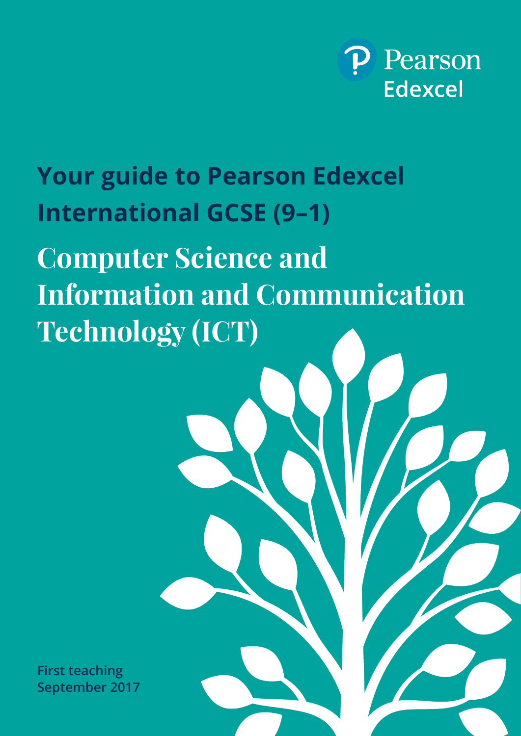Pearson Edexcel

# Your guide to Pearson Edexcel International GCSE (9–1)

# Computer Science and Information and Communication Technology (ICT)

**First teaching September 2017**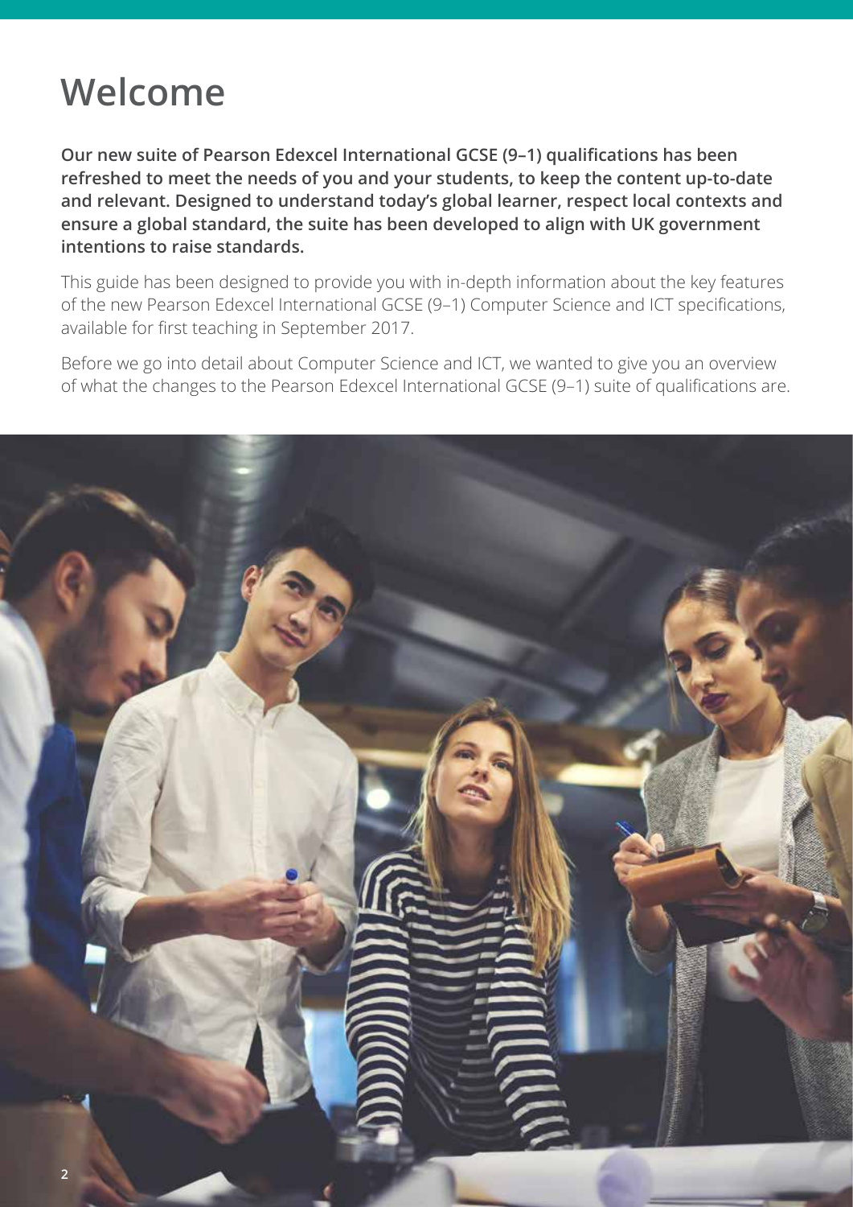# Welcome

**Our new suite of Pearson Edexcel International GCSE (9–1) qualifications has been refreshed to meet the needs of you and your students, to keep the content up-to-date and relevant. Designed to understand today's global learner, respect local contexts and ensure a global standard, the suite has been developed to align with UK government intentions to raise standards.**

This guide has been designed to provide you with in-depth information about the key features of the new Pearson Edexcel International GCSE (9–1) Computer Science and ICT specifications, available for first teaching in September 2017.

Before we go into detail about Computer Science and ICT, we wanted to give you an overview of what the changes to the Pearson Edexcel International GCSE (9–1) suite of qualifications are.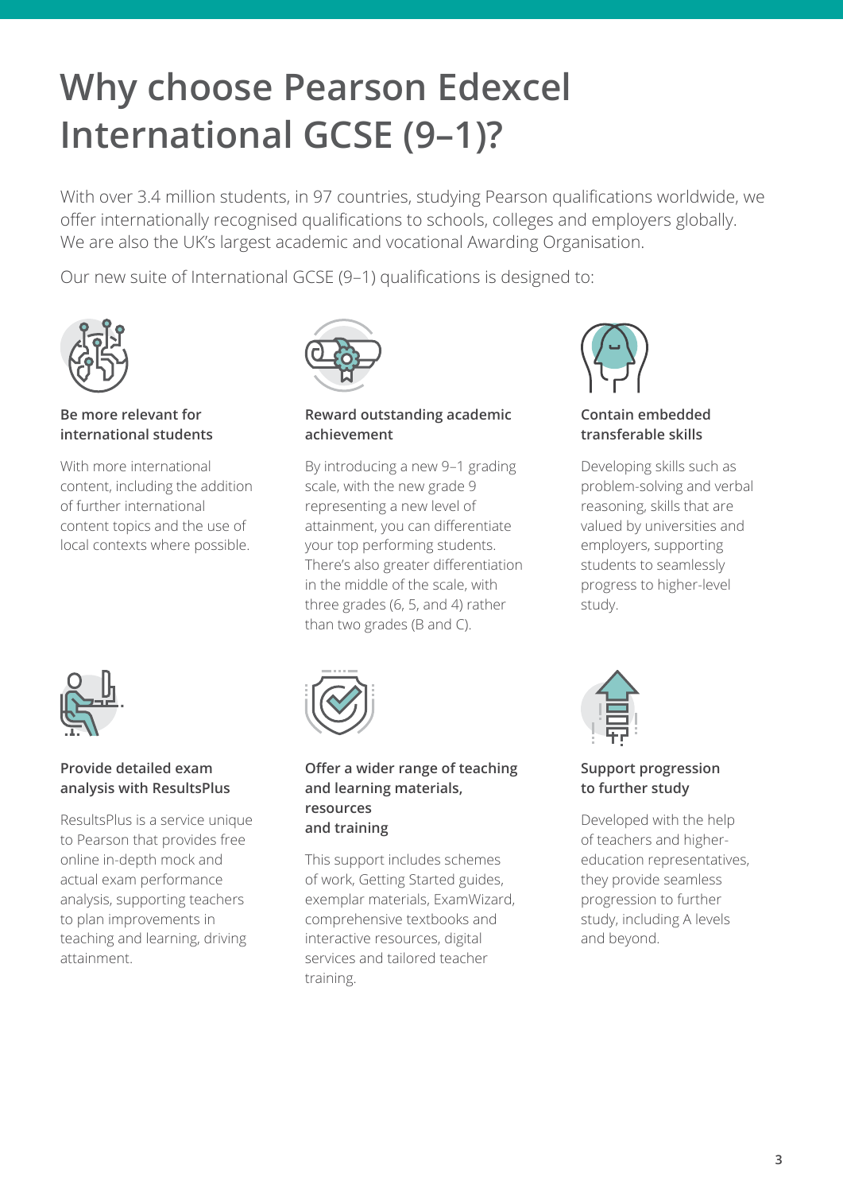# Why choose Pearson Edexcel International GCSE (9–1)?

With over 3.4 million students, in 97 countries, studying Pearson qualifications worldwide, we offer internationally recognised qualifications to schools, colleges and employers globally. We are also the UK's largest academic and vocational Awarding Organisation.

Our new suite of International GCSE (9–1) qualifications is designed to:

**Be more relevant for international students**

With more international content, including the addition of further international content topics and the use of local contexts where possible.

**Reward outstanding academic achievement**

By introducing a new 9–1 grading scale, with the new grade 9 representing a new level of attainment, you can differentiate your top performing students. There's also greater differentiation in the middle of the scale, with three grades (6, 5, and 4) rather than two grades (B and C).

**Contain embedded transferable skills**

Developing skills such as problem-solving and verbal reasoning, skills that are valued by universities and employers, supporting students to seamlessly progress to higher-level study.

**Provide detailed exam analysis with ResultsPlus**

ResultsPlus is a service unique to Pearson that provides free online in-depth mock and actual exam performance analysis, supporting teachers to plan improvements in teaching and learning, driving attainment.

**Offer a wider range of teaching and learning materials, resources and training**

This support includes schemes of work, Getting Started guides, exemplar materials, ExamWizard, comprehensive textbooks and interactive resources, digital services and tailored teacher training.

**Support progression to further study**

Developed with the help of teachers and higher-education representatives, they provide seamless progression to further study, including A levels and beyond.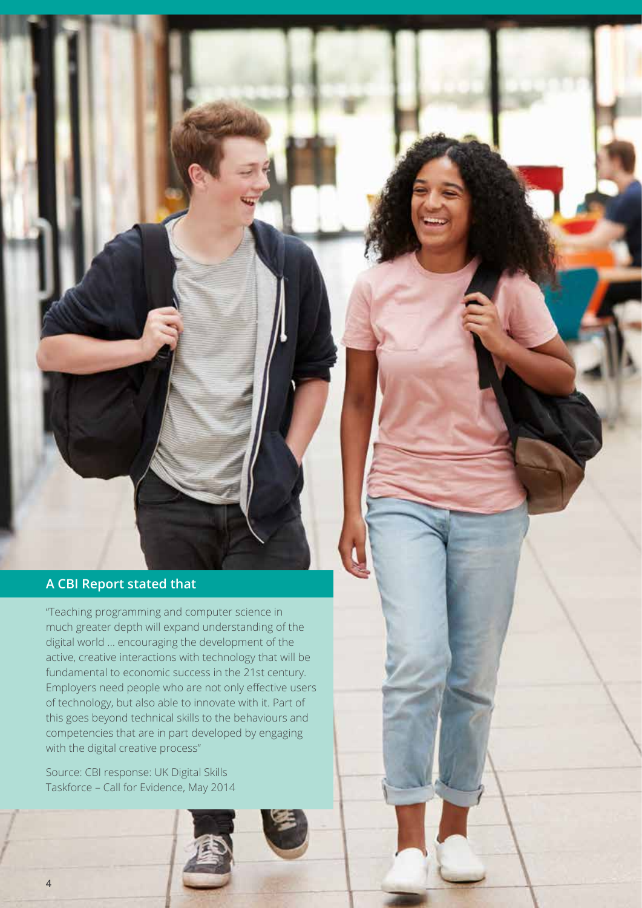## A CBI Report stated that

"Teaching programming and computer science in much greater depth will expand understanding of the digital world ... encouraging the development of the active, creative interactions with technology that will be fundamental to economic success in the 21st century. Employers need people who are not only effective users of technology, but also able to innovate with it. Part of this goes beyond technical skills to the behaviours and competencies that are in part developed by engaging with the digital creative process"

Source: CBI response: UK Digital Skills Taskforce – Call for Evidence, May 2014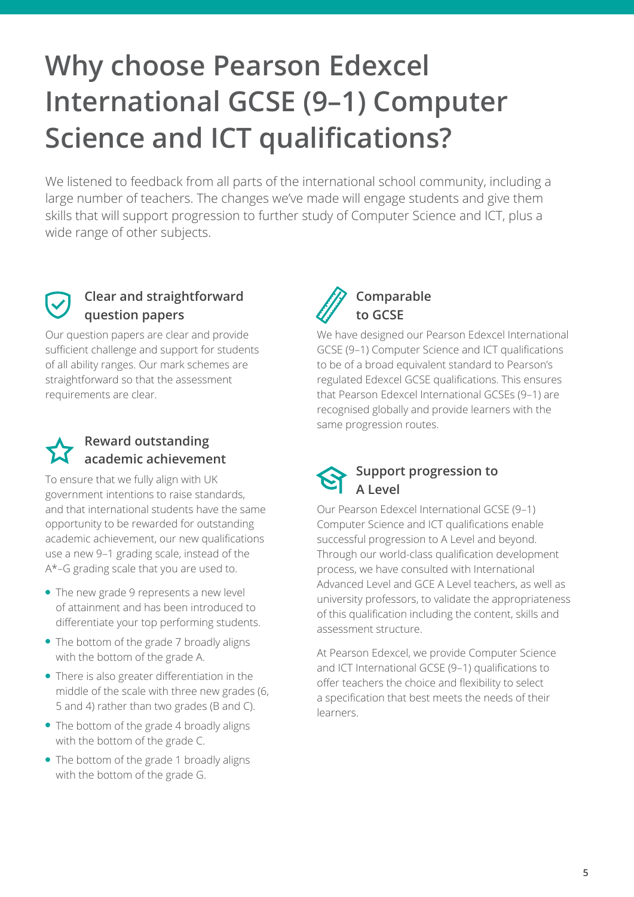# Why choose Pearson Edexcel International GCSE (9–1) Computer Science and ICT qualifications?

We listened to feedback from all parts of the international school community, including a large number of teachers. The changes we've made will engage students and give them skills that will support progression to further study of Computer Science and ICT, plus a wide range of other subjects.

### Clear and straightforward question papers

Our question papers are clear and provide sufficient challenge and support for students of all ability ranges. Our mark schemes are straightforward so that the assessment requirements are clear.

### Reward outstanding academic achievement

To ensure that we fully align with UK government intentions to raise standards, and that international students have the same opportunity to be rewarded for outstanding academic achievement, our new qualifications use a new 9–1 grading scale, instead of the A*–G grading scale that you are used to.

- The new grade 9 represents a new level of attainment and has been introduced to differentiate your top performing students.
- The bottom of the grade 7 broadly aligns with the bottom of the grade A.
- There is also greater differentiation in the middle of the scale with three new grades (6, 5 and 4) rather than two grades (B and C).
- The bottom of the grade 4 broadly aligns with the bottom of the grade C.
- The bottom of the grade 1 broadly aligns with the bottom of the grade G.

### Comparable to GCSE

We have designed our Pearson Edexcel International GCSE (9–1) Computer Science and ICT qualifications to be of a broad equivalent standard to Pearson's regulated Edexcel GCSE qualifications. This ensures that Pearson Edexcel International GCSEs (9–1) are recognised globally and provide learners with the same progression routes.

### Support progression to A Level

Our Pearson Edexcel International GCSE (9–1) Computer Science and ICT qualifications enable successful progression to A Level and beyond. Through our world-class qualification development process, we have consulted with International Advanced Level and GCE A Level teachers, as well as university professors, to validate the appropriateness of this qualification including the content, skills and assessment structure.

At Pearson Edexcel, we provide Computer Science and ICT International GCSE (9–1) qualifications to offer teachers the choice and flexibility to select a specification that best meets the needs of their learners.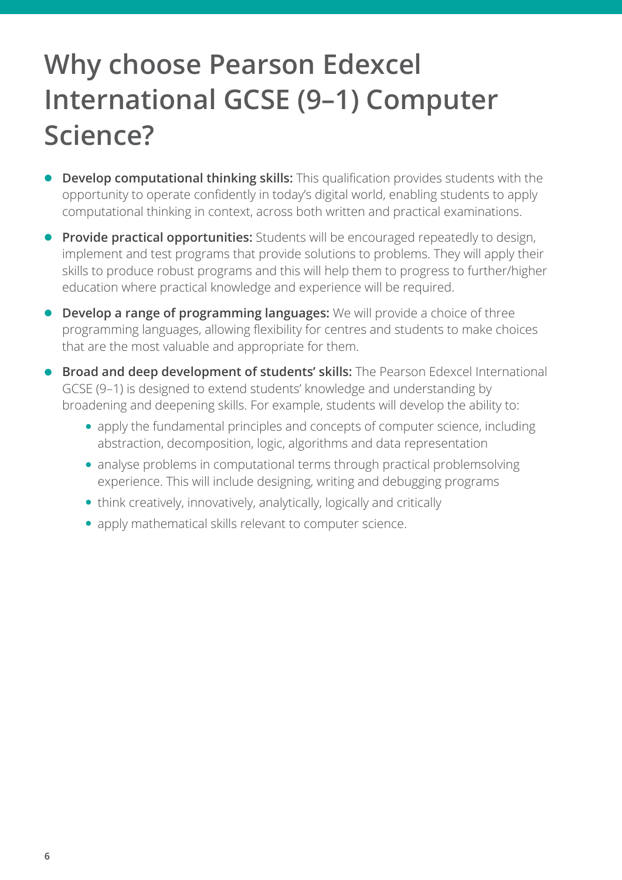# Why choose Pearson Edexcel International GCSE (9–1) Computer Science?

- **Develop computational thinking skills:** This qualification provides students with the opportunity to operate confidently in today's digital world, enabling students to apply computational thinking in context, across both written and practical examinations.
- **Provide practical opportunities:** Students will be encouraged repeatedly to design, implement and test programs that provide solutions to problems. They will apply their skills to produce robust programs and this will help them to progress to further/higher education where practical knowledge and experience will be required.
- **Develop a range of programming languages:** We will provide a choice of three programming languages, allowing flexibility for centres and students to make choices that are the most valuable and appropriate for them.
- **Broad and deep development of students' skills:** The Pearson Edexcel International GCSE (9–1) is designed to extend students' knowledge and understanding by broadening and deepening skills. For example, students will develop the ability to:
  - apply the fundamental principles and concepts of computer science, including abstraction, decomposition, logic, algorithms and data representation
  - analyse problems in computational terms through practical problemsolving experience. This will include designing, writing and debugging programs
  - think creatively, innovatively, analytically, logically and critically
  - apply mathematical skills relevant to computer science.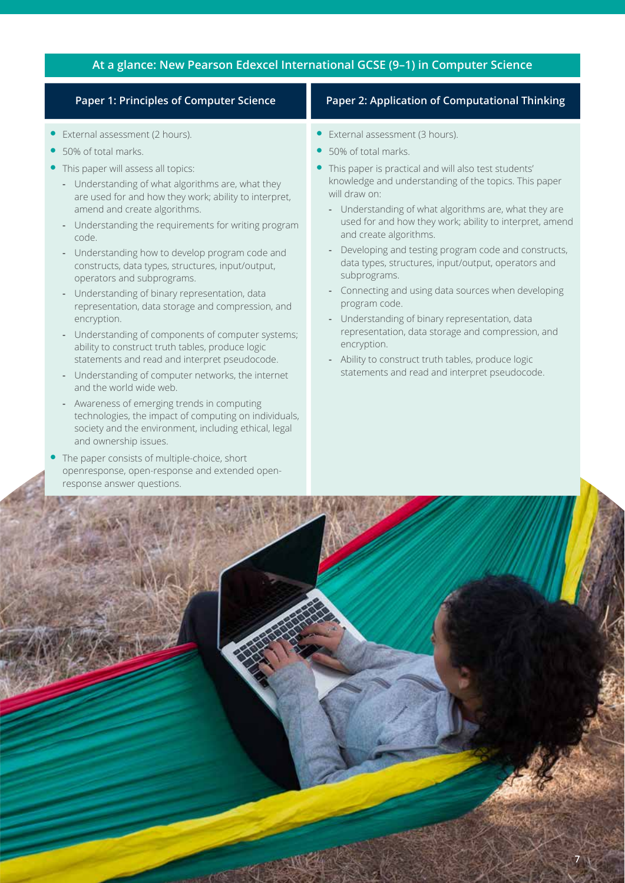## At a glance: New Pearson Edexcel International GCSE (9–1) in Computer Science

### Paper 1: Principles of Computer Science

- External assessment (2 hours).
- 50% of total marks.
- This paper will assess all topics:
  - Understanding of what algorithms are, what they are used for and how they work; ability to interpret, amend and create algorithms.
  - Understanding the requirements for writing program code.
  - Understanding how to develop program code and constructs, data types, structures, input/output, operators and subprograms.
  - Understanding of binary representation, data representation, data storage and compression, and encryption.
  - Understanding of components of computer systems; ability to construct truth tables, produce logic statements and read and interpret pseudocode.
  - Understanding of computer networks, the internet and the world wide web.
  - Awareness of emerging trends in computing technologies, the impact of computing on individuals, society and the environment, including ethical, legal and ownership issues.
- The paper consists of multiple-choice, short openresponse, open-response and extended open-response answer questions.

### Paper 2: Application of Computational Thinking

- External assessment (3 hours).
- 50% of total marks.
- This paper is practical and will also test students' knowledge and understanding of the topics. This paper will draw on:
  - Understanding of what algorithms are, what they are used for and how they work; ability to interpret, amend and create algorithms.
  - Developing and testing program code and constructs, data types, structures, input/output, operators and subprograms.
  - Connecting and using data sources when developing program code.
  - Understanding of binary representation, data representation, data storage and compression, and encryption.
  - Ability to construct truth tables, produce logic statements and read and interpret pseudocode.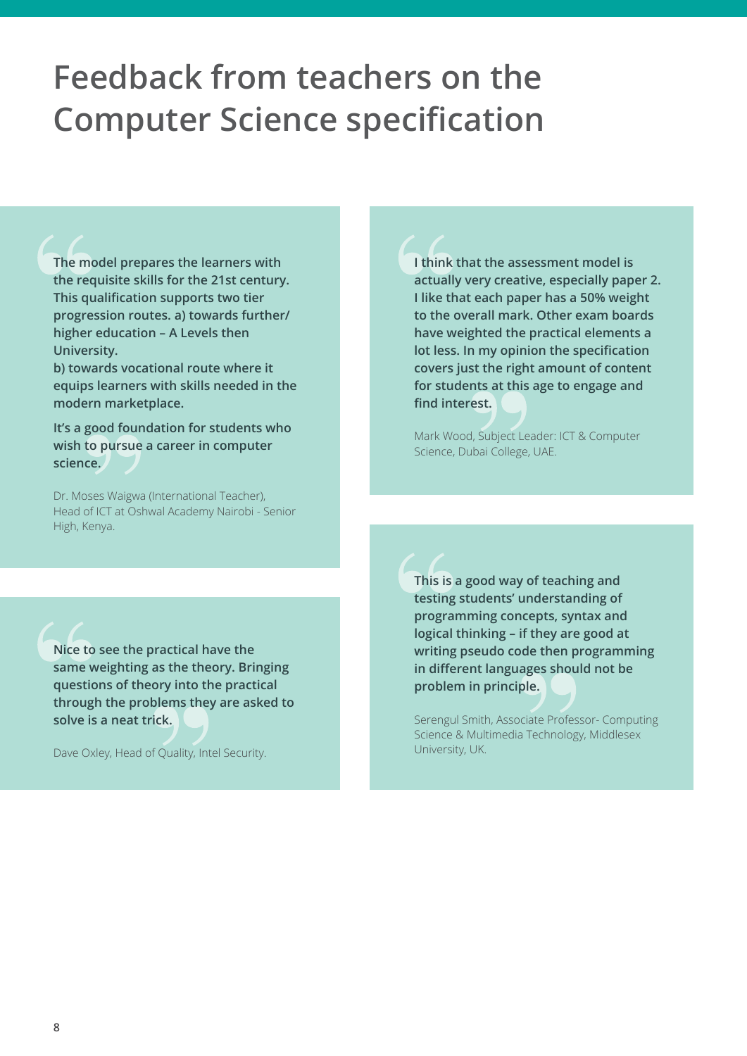# Feedback from teachers on the Computer Science specification

**The model prepares the learners with the requisite skills for the 21st century. This qualification supports two tier progression routes. a) towards further/ higher education – A Levels then University.**
**b) towards vocational route where it equips learners with skills needed in the modern marketplace.**

**It's a good foundation for students who wish to pursue a career in computer science.**

Dr. Moses Waigwa (International Teacher), Head of ICT at Oshwal Academy Nairobi - Senior High, Kenya.

**Nice to see the practical have the same weighting as the theory. Bringing questions of theory into the practical through the problems they are asked to solve is a neat trick.**

Dave Oxley, Head of Quality, Intel Security.

**I think that the assessment model is actually very creative, especially paper 2. I like that each paper has a 50% weight to the overall mark. Other exam boards have weighted the practical elements a lot less. In my opinion the specification covers just the right amount of content for students at this age to engage and find interest.**

Mark Wood, Subject Leader: ICT & Computer Science, Dubai College, UAE.

**This is a good way of teaching and testing students' understanding of programming concepts, syntax and logical thinking – if they are good at writing pseudo code then programming in different languages should not be problem in principle.**

Serengul Smith, Associate Professor- Computing Science & Multimedia Technology, Middlesex University, UK.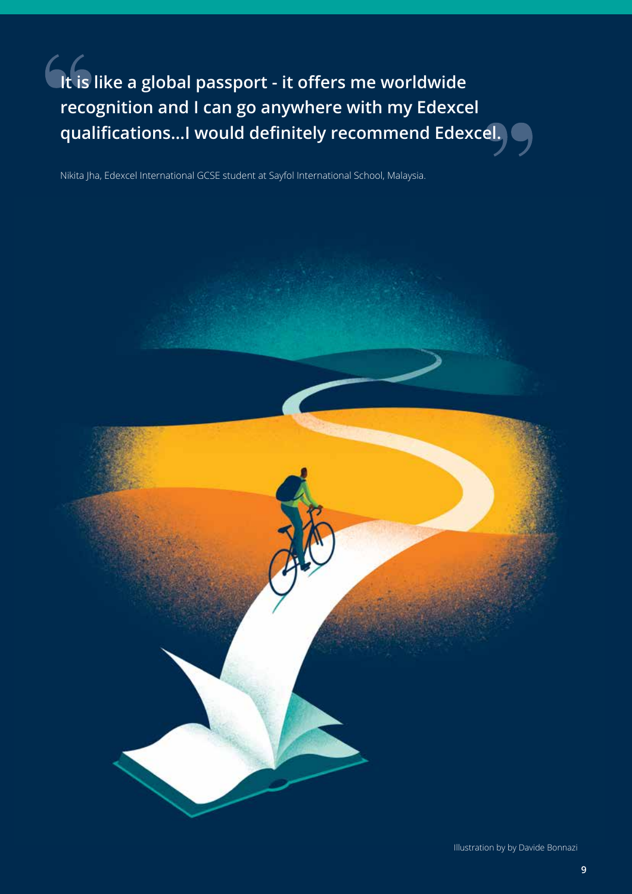> **It is like a global passport - it offers me worldwide recognition and I can go anywhere with my Edexcel qualifications...I would definitely recommend Edexcel.**

Nikita Jha, Edexcel International GCSE student at Sayfol International School, Malaysia.

Illustration by by Davide Bonnazi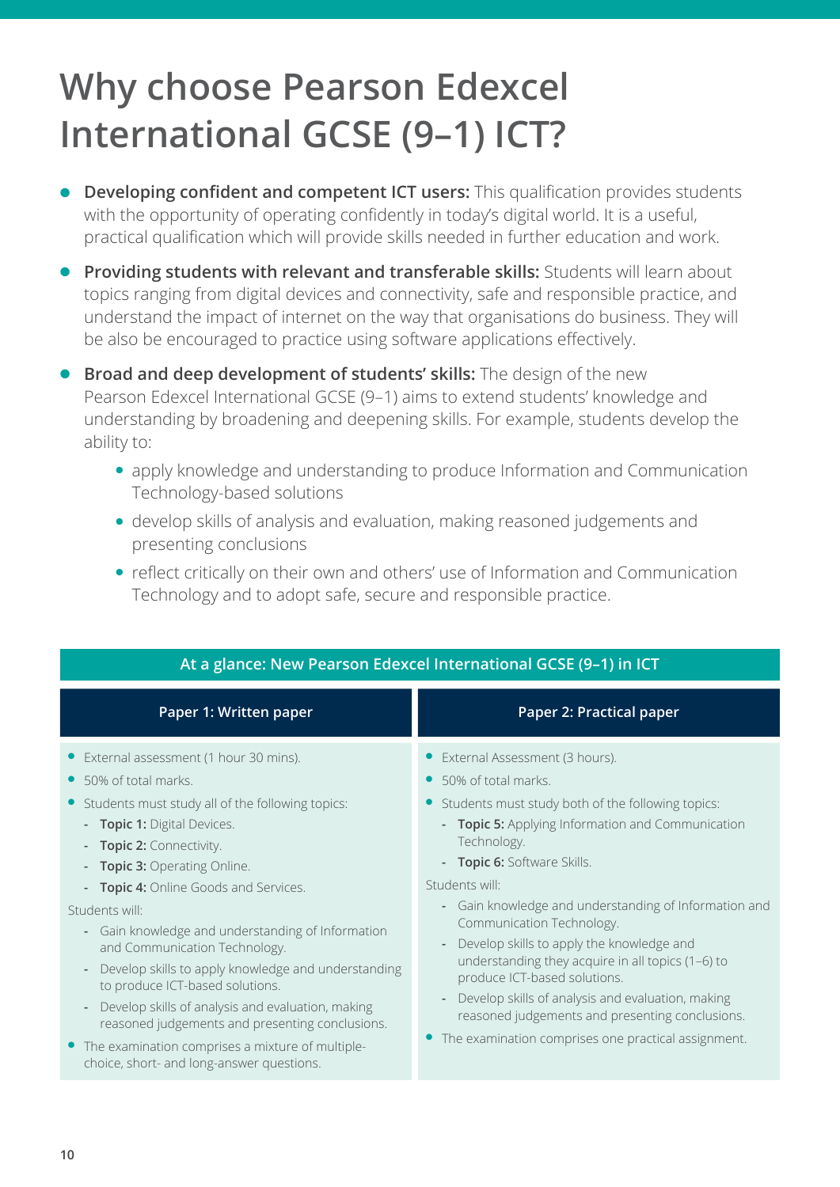# Why choose Pearson Edexcel International GCSE (9–1) ICT?

- **Developing confident and competent ICT users:** This qualification provides students with the opportunity of operating confidently in today's digital world. It is a useful, practical qualification which will provide skills needed in further education and work.
- **Providing students with relevant and transferable skills:** Students will learn about topics ranging from digital devices and connectivity, safe and responsible practice, and understand the impact of internet on the way that organisations do business. They will be also be encouraged to practice using software applications effectively.
- **Broad and deep development of students' skills:** The design of the new Pearson Edexcel International GCSE (9–1) aims to extend students' knowledge and understanding by broadening and deepening skills. For example, students develop the ability to:
  - apply knowledge and understanding to produce Information and Communication Technology-based solutions
  - develop skills of analysis and evaluation, making reasoned judgements and presenting conclusions
  - reflect critically on their own and others' use of Information and Communication Technology and to adopt safe, secure and responsible practice.

## At a glance: New Pearson Edexcel International GCSE (9–1) in ICT

### Paper 1: Written paper

- External assessment (1 hour 30 mins).
- 50% of total marks.
- Students must study all of the following topics:
  - **Topic 1:** Digital Devices.
  - **Topic 2:** Connectivity.
  - **Topic 3:** Operating Online.
  - **Topic 4:** Online Goods and Services.

Students will:

- Gain knowledge and understanding of Information and Communication Technology.
- Develop skills to apply knowledge and understanding to produce ICT-based solutions.
- Develop skills of analysis and evaluation, making reasoned judgements and presenting conclusions.

- The examination comprises a mixture of multiple-choice, short- and long-answer questions.

### Paper 2: Practical paper

- External Assessment (3 hours).
- 50% of total marks.
- Students must study both of the following topics:
  - **Topic 5:** Applying Information and Communication Technology.
  - **Topic 6:** Software Skills.

Students will:

- Gain knowledge and understanding of Information and Communication Technology.
- Develop skills to apply the knowledge and understanding they acquire in all topics (1–6) to produce ICT-based solutions.
- Develop skills of analysis and evaluation, making reasoned judgements and presenting conclusions.

- The examination comprises one practical assignment.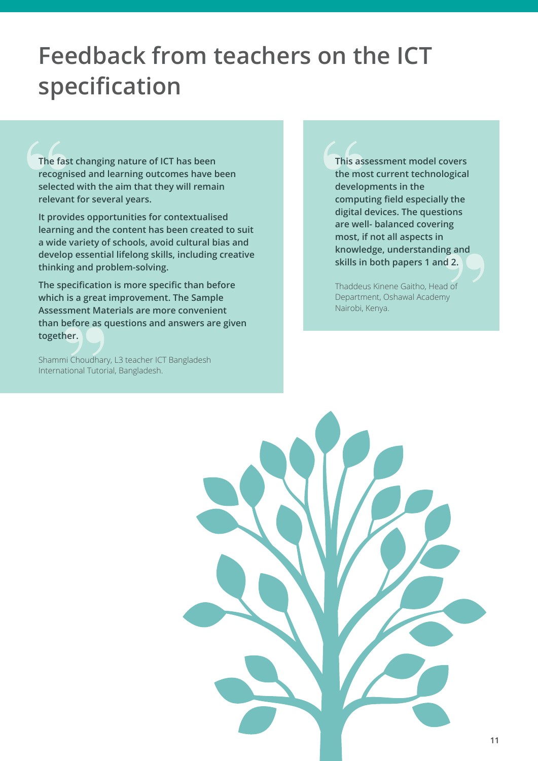# Feedback from teachers on the ICT specification

> **The fast changing nature of ICT has been recognised and learning outcomes have been selected with the aim that they will remain relevant for several years.**
>
> **It provides opportunities for contextualised learning and the content has been created to suit a wide variety of schools, avoid cultural bias and develop essential lifelong skills, including creative thinking and problem-solving.**
>
> **The specification is more specific than before which is a great improvement. The Sample Assessment Materials are more convenient than before as questions and answers are given together.**
>
> Shammi Choudhary, L3 teacher ICT Bangladesh International Tutorial, Bangladesh.

> **This assessment model covers the most current technological developments in the computing field especially the digital devices. The questions are well- balanced covering most, if not all aspects in knowledge, understanding and skills in both papers 1 and 2.**
>
> Thaddeus Kinene Gaitho, Head of Department, Oshawal Academy Nairobi, Kenya.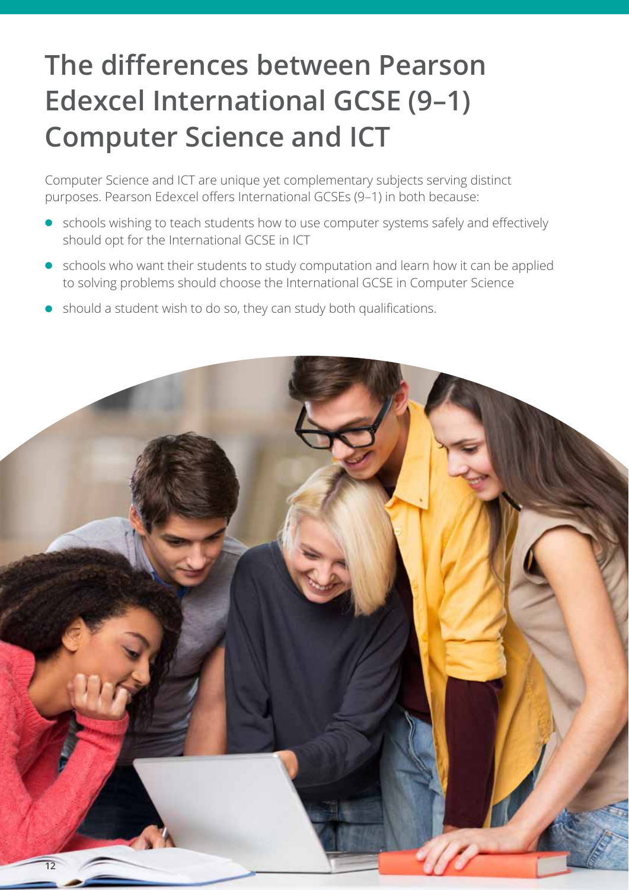# The differences between Pearson Edexcel International GCSE (9–1) Computer Science and ICT

Computer Science and ICT are unique yet complementary subjects serving distinct purposes. Pearson Edexcel offers International GCSEs (9–1) in both because:

- schools wishing to teach students how to use computer systems safely and effectively should opt for the International GCSE in ICT
- schools who want their students to study computation and learn how it can be applied to solving problems should choose the International GCSE in Computer Science
- should a student wish to do so, they can study both qualifications.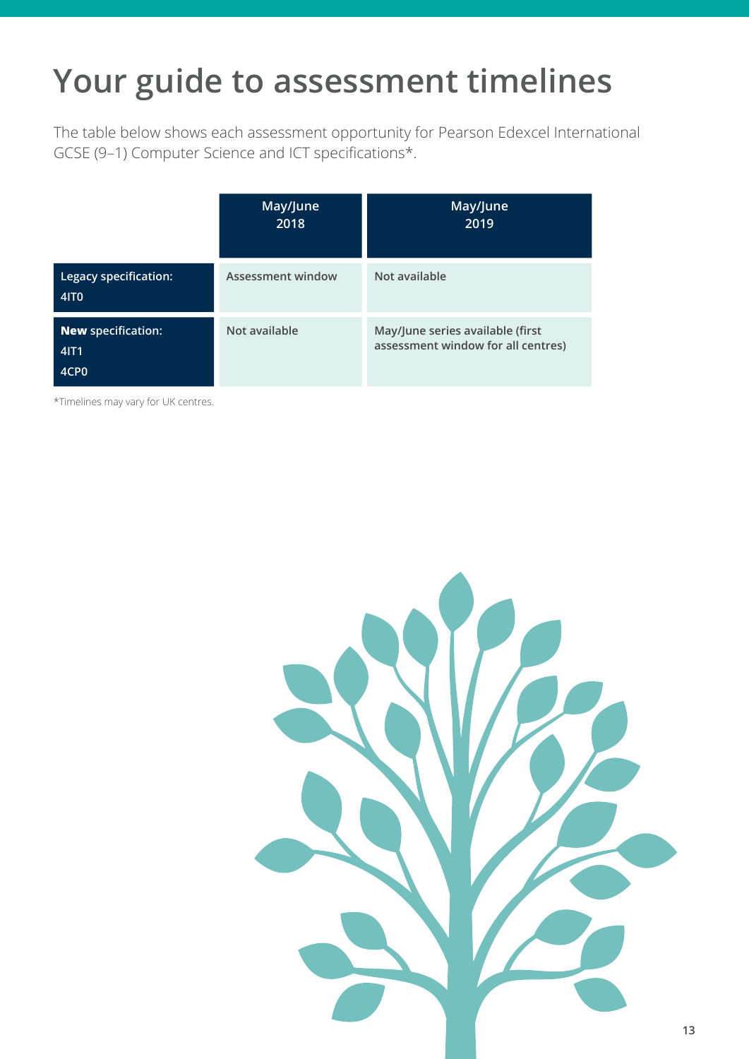# Your guide to assessment timelines

The table below shows each assessment opportunity for Pearson Edexcel International GCSE (9–1) Computer Science and ICT specifications*.

| | May/June 2018 | May/June 2019 |
|---|---|---|
| Legacy specification: 4IT0 | Assessment window | Not available |
| **New** specification: 4IT1 4CP0 | Not available | May/June series available (first assessment window for all centres) |

*Timelines may vary for UK centres.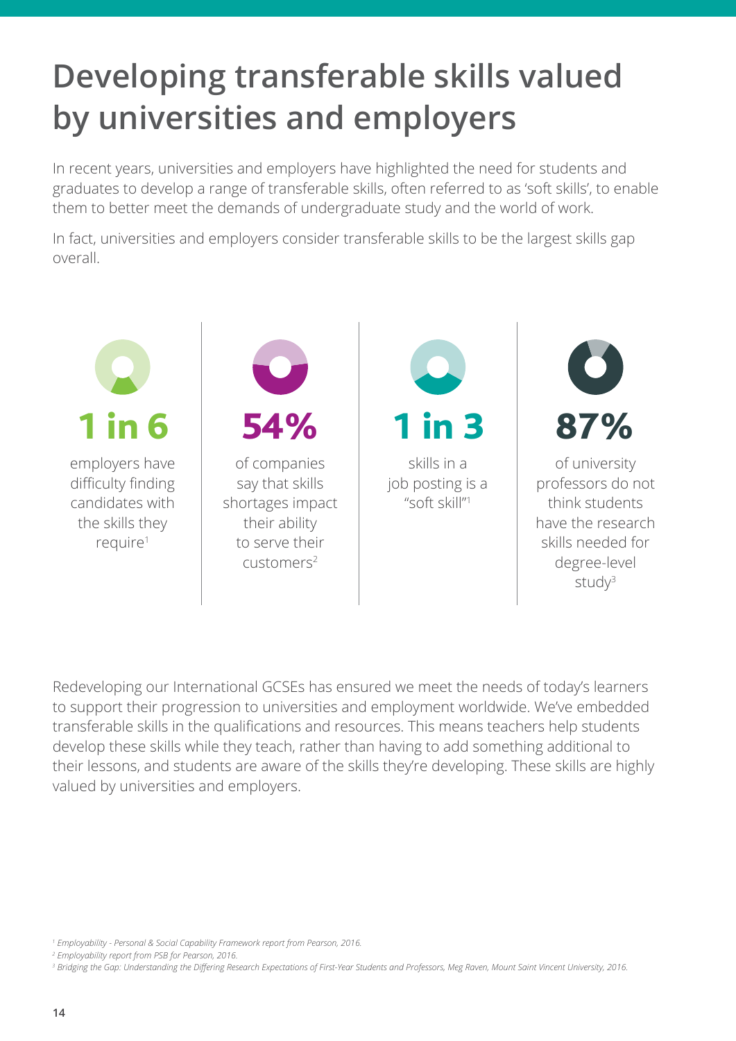# Developing transferable skills valued by universities and employers

In recent years, universities and employers have highlighted the need for students and graduates to develop a range of transferable skills, often referred to as 'soft skills', to enable them to better meet the demands of undergraduate study and the world of work.

In fact, universities and employers consider transferable skills to be the largest skills gap overall.

**1 in 6**

employers have difficulty finding candidates with the skills they require[1]

**54%**

of companies say that skills shortages impact their ability to serve their customers[2]

**1 in 3**

skills in a job posting is a "soft skill"[1]

**87%**

of university professors do not think students have the research skills needed for degree-level study[3]

Redeveloping our International GCSEs has ensured we meet the needs of today's learners to support their progression to universities and employment worldwide. We've embedded transferable skills in the qualifications and resources. This means teachers help students develop these skills while they teach, rather than having to add something additional to their lessons, and students are aware of the skills they're developing. These skills are highly valued by universities and employers.

[1] *Employability - Personal & Social Capability Framework report from Pearson, 2016.*

[2] *Employability report from PSB for Pearson, 2016.*

[3] *Bridging the Gap: Understanding the Differing Research Expectations of First-Year Students and Professors, Meg Raven, Mount Saint Vincent University, 2016.*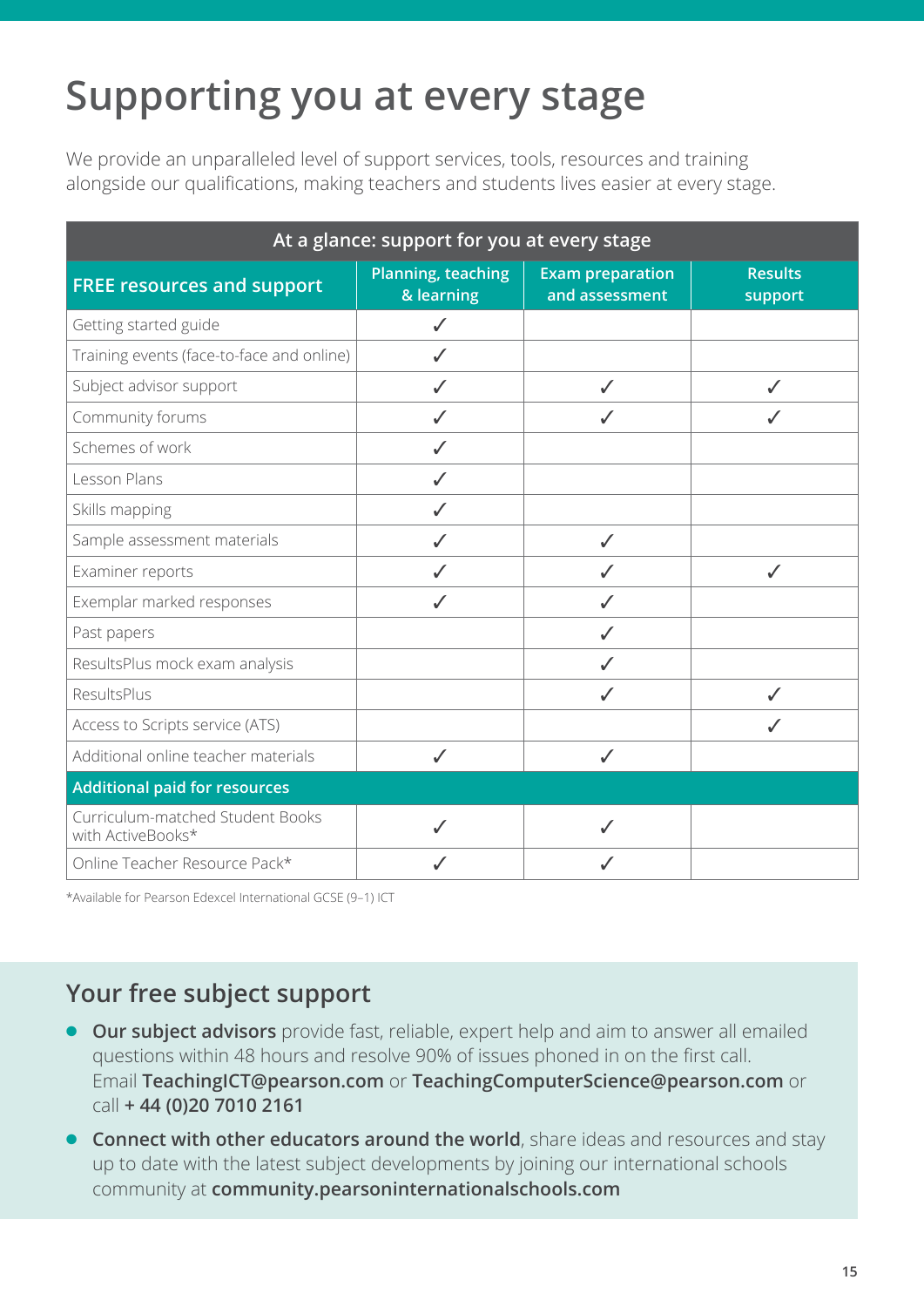# Supporting you at every stage

We provide an unparalleled level of support services, tools, resources and training alongside our qualifications, making teachers and students lives easier at every stage.

| At a glance: support for you at every stage | | | |
|---|---|---|---|
| **FREE resources and support** | **Planning, teaching & learning** | **Exam preparation and assessment** | **Results support** |
| Getting started guide | ✓ | | |
| Training events (face-to-face and online) | ✓ | | |
| Subject advisor support | ✓ | ✓ | ✓ |
| Community forums | ✓ | ✓ | ✓ |
| Schemes of work | ✓ | | |
| Lesson Plans | ✓ | | |
| Skills mapping | ✓ | | |
| Sample assessment materials | ✓ | ✓ | |
| Examiner reports | ✓ | ✓ | ✓ |
| Exemplar marked responses | ✓ | ✓ | |
| Past papers | | ✓ | |
| ResultsPlus mock exam analysis | | ✓ | |
| ResultsPlus | | ✓ | ✓ |
| Access to Scripts service (ATS) | | | ✓ |
| Additional online teacher materials | ✓ | ✓ | |
| **Additional paid for resources** | | | |
| Curriculum-matched Student Books with ActiveBooks* | ✓ | ✓ | |
| Online Teacher Resource Pack* | ✓ | ✓ | |

*Available for Pearson Edexcel International GCSE (9–1) ICT

## Your free subject support

- **Our subject advisors** provide fast, reliable, expert help and aim to answer all emailed questions within 48 hours and resolve 90% of issues phoned in on the first call. Email **TeachingICT@pearson.com** or **TeachingComputerScience@pearson.com** or call **+ 44 (0)20 7010 2161**
- **Connect with other educators around the world**, share ideas and resources and stay up to date with the latest subject developments by joining our international schools community at **community.pearsoninternationalschools.com**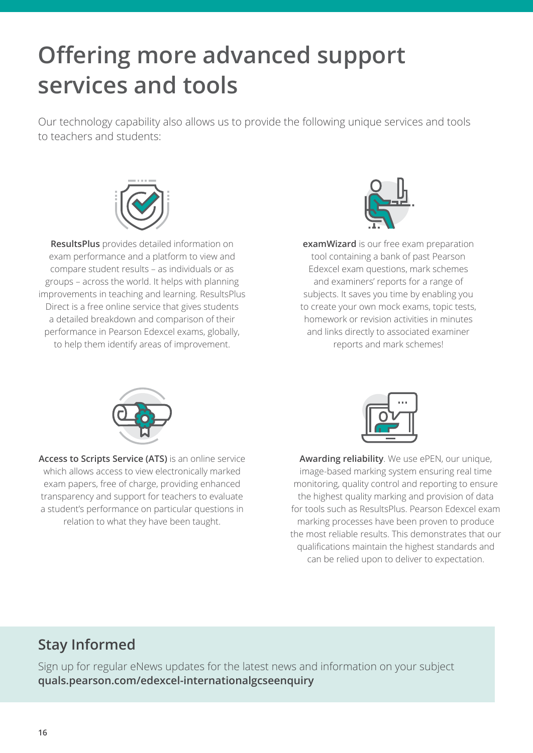# Offering more advanced support services and tools

Our technology capability also allows us to provide the following unique services and tools to teachers and students:

**ResultsPlus** provides detailed information on exam performance and a platform to view and compare student results – as individuals or as groups – across the world. It helps with planning improvements in teaching and learning. ResultsPlus Direct is a free online service that gives students a detailed breakdown and comparison of their performance in Pearson Edexcel exams, globally, to help them identify areas of improvement.

**examWizard** is our free exam preparation tool containing a bank of past Pearson Edexcel exam questions, mark schemes and examiners' reports for a range of subjects. It saves you time by enabling you to create your own mock exams, topic tests, homework or revision activities in minutes and links directly to associated examiner reports and mark schemes!

**Access to Scripts Service (ATS)** is an online service which allows access to view electronically marked exam papers, free of charge, providing enhanced transparency and support for teachers to evaluate a student's performance on particular questions in relation to what they have been taught.

**Awarding reliability**. We use ePEN, our unique, image-based marking system ensuring real time monitoring, quality control and reporting to ensure the highest quality marking and provision of data for tools such as ResultsPlus. Pearson Edexcel exam marking processes have been proven to produce the most reliable results. This demonstrates that our qualifications maintain the highest standards and can be relied upon to deliver to expectation.

## Stay Informed

Sign up for regular eNews updates for the latest news and information on your subject **quals.pearson.com/edexcel-internationalgcseenquiry**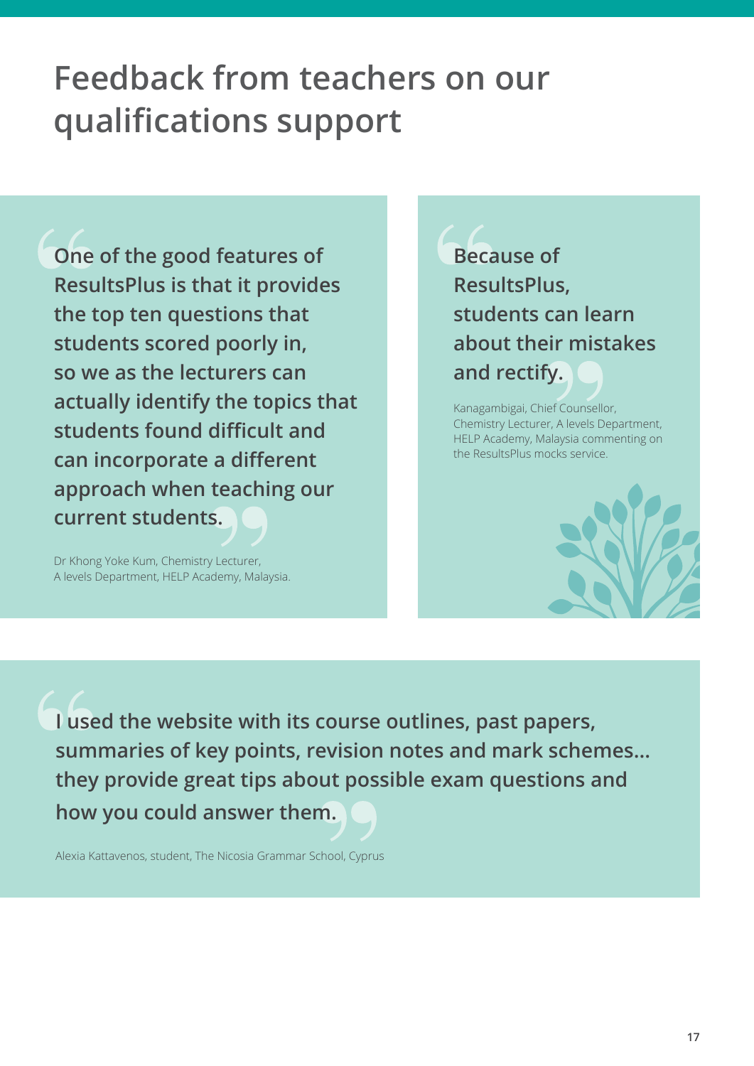# Feedback from teachers on our qualifications support

> **One of the good features of ResultsPlus is that it provides the top ten questions that students scored poorly in, so we as the lecturers can actually identify the topics that students found difficult and can incorporate a different approach when teaching our current students.**

Dr Khong Yoke Kum, Chemistry Lecturer, A levels Department, HELP Academy, Malaysia.

> **Because of ResultsPlus, students can learn about their mistakes and rectify.**

Kanagambigai, Chief Counsellor, Chemistry Lecturer, A levels Department, HELP Academy, Malaysia commenting on the ResultsPlus mocks service.

> **I used the website with its course outlines, past papers, summaries of key points, revision notes and mark schemes... they provide great tips about possible exam questions and how you could answer them.**

Alexia Kattavenos, student, The Nicosia Grammar School, Cyprus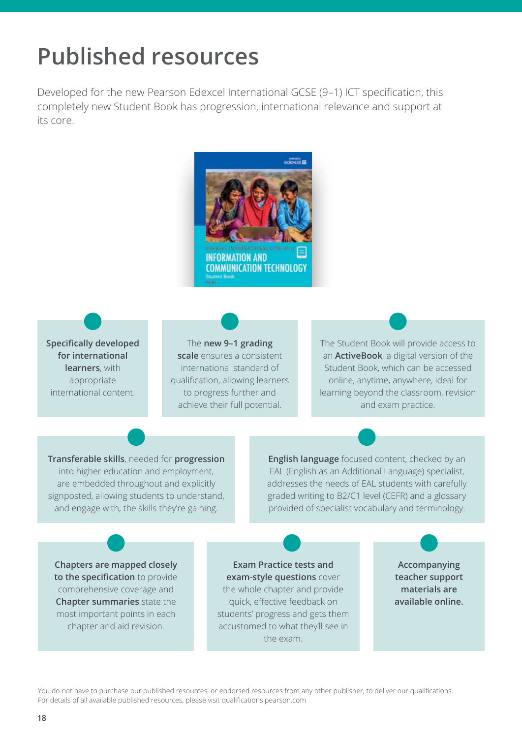# Published resources

Developed for the new Pearson Edexcel International GCSE (9–1) ICT specification, this completely new Student Book has progression, international relevance and support at its core.

**Specifically developed for international learners**, with appropriate international content.

The **new 9–1 grading scale** ensures a consistent international standard of qualification, allowing learners to progress further and achieve their full potential.

The Student Book will provide access to an **ActiveBook**, a digital version of the Student Book, which can be accessed online, anytime, anywhere, ideal for learning beyond the classroom, revision and exam practice.

**Transferable skills**, needed for **progression** into higher education and employment, are embedded throughout and explicitly signposted, allowing students to understand, and engage with, the skills they're gaining.

**English language** focused content, checked by an EAL (English as an Additional Language) specialist, addresses the needs of EAL students with carefully graded writing to B2/C1 level (CEFR) and a glossary provided of specialist vocabulary and terminology.

**Chapters are mapped closely to the specification** to provide comprehensive coverage and **Chapter summaries** state the most important points in each chapter and aid revision.

**Exam Practice tests and exam-style questions** cover the whole chapter and provide quick, effective feedback on students' progress and gets them accustomed to what they'll see in the exam.

**Accompanying teacher support materials are available online.**

You do not have to purchase our published resources, or endorsed resources from any other publisher, to deliver our qualifications. For details of all available published resources, please visit qualifications.pearson.com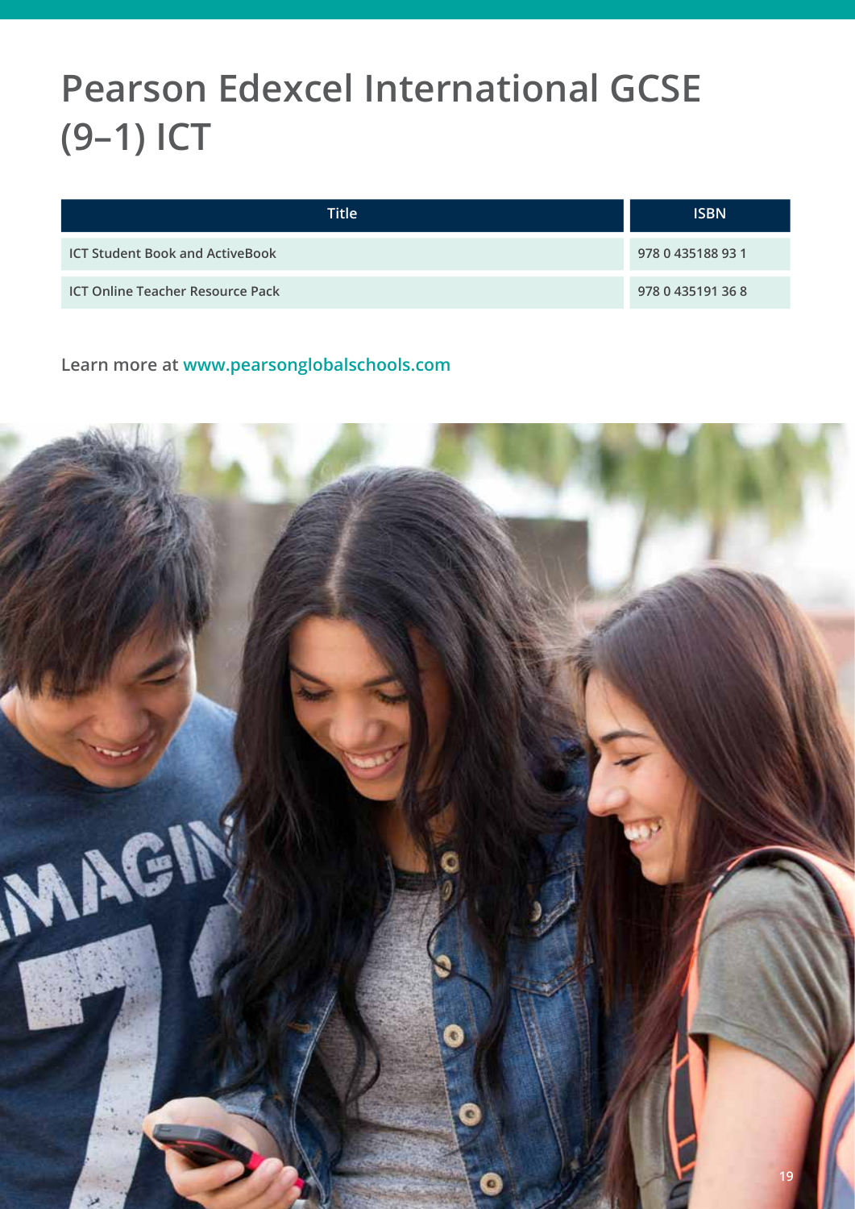# Pearson Edexcel International GCSE (9–1) ICT

| Title | ISBN |
|---|---|
| ICT Student Book and ActiveBook | 978 0 435188 93 1 |
| ICT Online Teacher Resource Pack | 978 0 435191 36 8 |

Learn more at **www.pearsonglobalschools.com**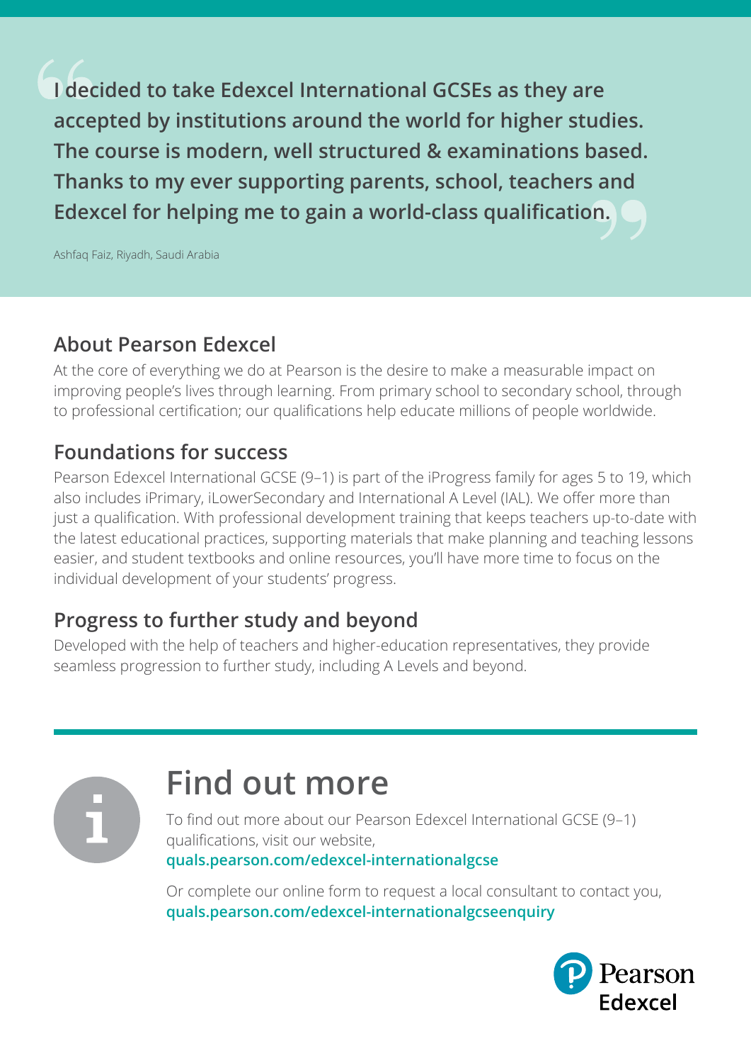> **I decided to take Edexcel International GCSEs as they are accepted by institutions around the world for higher studies. The course is modern, well structured & examinations based. Thanks to my ever supporting parents, school, teachers and Edexcel for helping me to gain a world-class qualification.**

Ashfaq Faiz, Riyadh, Saudi Arabia

## About Pearson Edexcel

At the core of everything we do at Pearson is the desire to make a measurable impact on improving people's lives through learning. From primary school to secondary school, through to professional certification; our qualifications help educate millions of people worldwide.

## Foundations for success

Pearson Edexcel International GCSE (9–1) is part of the iProgress family for ages 5 to 19, which also includes iPrimary, iLowerSecondary and International A Level (IAL). We offer more than just a qualification. With professional development training that keeps teachers up-to-date with the latest educational practices, supporting materials that make planning and teaching lessons easier, and student textbooks and online resources, you'll have more time to focus on the individual development of your students' progress.

## Progress to further study and beyond

Developed with the help of teachers and higher-education representatives, they provide seamless progression to further study, including A Levels and beyond.

# Find out more

To find out more about our Pearson Edexcel International GCSE (9–1) qualifications, visit our website,
**quals.pearson.com/edexcel-internationalgcse**

Or complete our online form to request a local consultant to contact you,
**quals.pearson.com/edexcel-internationalgcseenquiry**

Pearson Edexcel